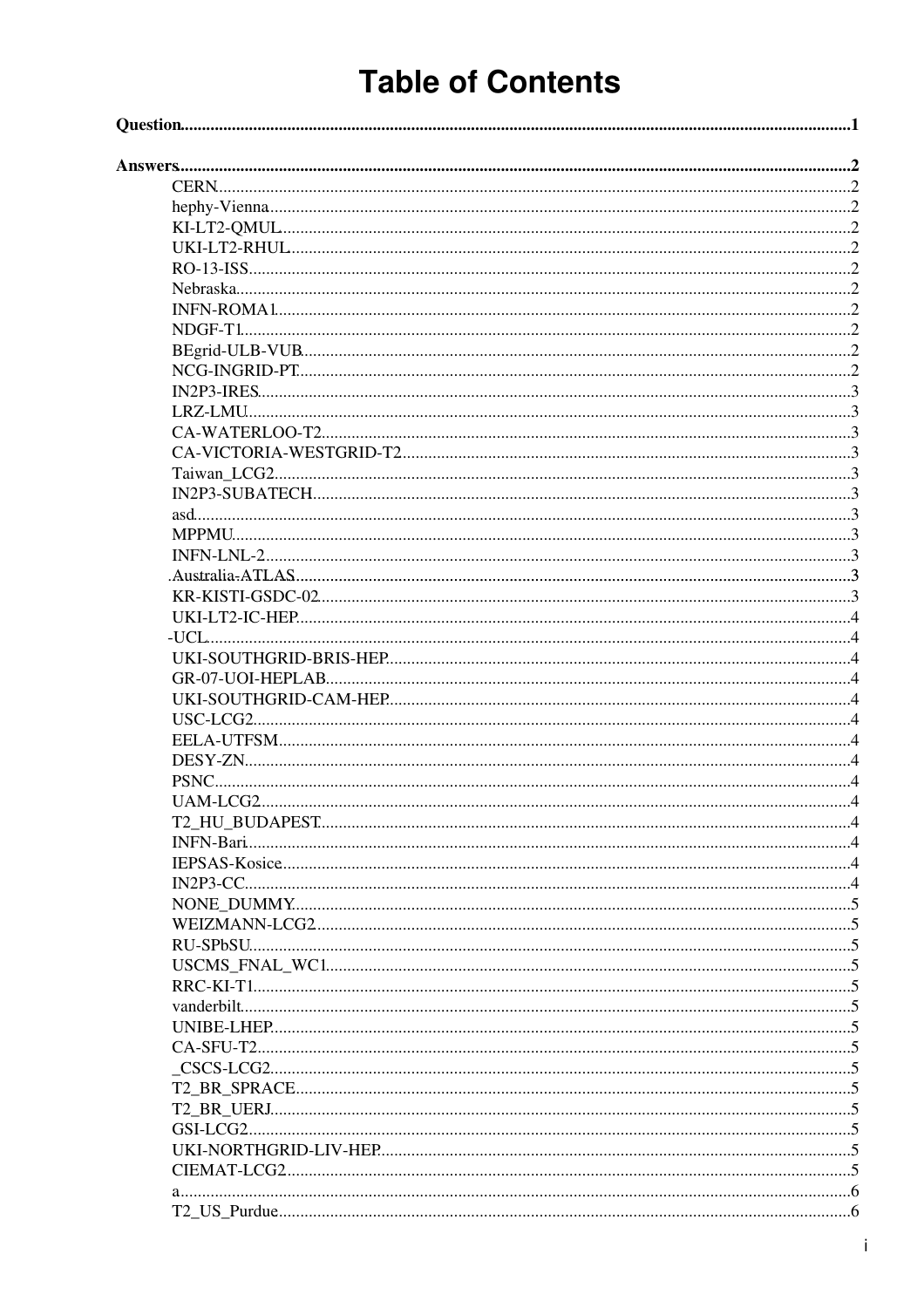# Table of Contents

**Question**.....1

**Answers**.....2

- CERN.....2
- hephy-Vienna.....2
- KI-LT2-QMUL.....2
- UKI-LT2-RHUL.....2
- RO-13-ISS.....2
- Nebraska.....2
- INFN-ROMA1.....2
- NDGF-T1.....2
- BEgrid-ULB-VUB.....2
- NCG-INGRID-PT.....2
- IN2P3-IRES.....3
- LRZ-LMU.....3
- CA-WATERLOO-T2.....3
- CA-VICTORIA-WESTGRID-T2.....3
- Taiwan_LCG2.....3
- IN2P3-SUBATECH.....3
- asd.....3
- MPPMU.....3
- INFN-LNL-2.....3
- Australia-ATLAS.....3
- KR-KISTI-GSDC-02.....3
- UKI-LT2-IC-HEP.....4
- -UCL.....4
- UKI-SOUTHGRID-BRIS-HEP.....4
- GR-07-UOI-HEPLAB.....4
- UKI-SOUTHGRID-CAM-HEP.....4
- USC-LCG2.....4
- EELA-UTFSM.....4
- DESY-ZN.....4
- PSNC.....4
- UAM-LCG2.....4
- T2_HU_BUDAPEST.....4
- INFN-Bari.....4
- IEPSAS-Kosice.....4
- IN2P3-CC.....4
- NONE_DUMMY.....5
- WEIZMANN-LCG2.....5
- RU-SPbSU.....5
- USCMS_FNAL_WC1.....5
- RRC-KI-T1.....5
- vanderbilt.....5
- UNIBE-LHEP.....5
- CA-SFU-T2.....5
- _CSCS-LCG2.....5
- T2_BR_SPRACE.....5
- T2_BR_UERJ.....5
- GSI-LCG2.....5
- UKI-NORTHGRID-LIV-HEP.....5
- CIEMAT-LCG2.....5
- a.....6
- T2_US_Purdue.....6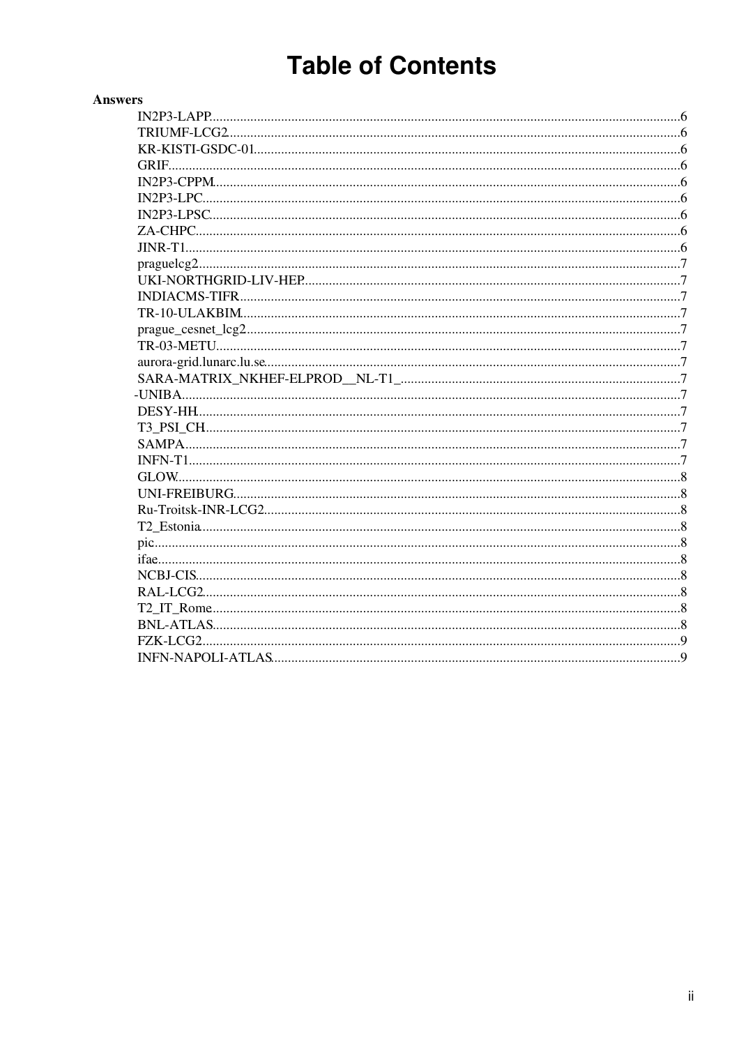# Table of Contents

**Answers**

- IN2P3-LAPP.....6
- TRIUMF-LCG2.....6
- KR-KISTI-GSDC-01.....6
- GRIF.....6
- IN2P3-CPPM.....6
- IN2P3-LPC.....6
- IN2P3-LPSC.....6
- ZA-CHPC.....6
- JINR-T1.....6
- praguelcg2.....7
- UKI-NORTHGRID-LIV-HEP.....7
- INDIACMS-TIFR.....7
- TR-10-ULAKBIM.....7
- prague_cesnet_lcg2.....7
- TR-03-METU.....7
- aurora-grid.lunarc.lu.se.....7
- SARA-MATRIX_NKHEF-ELPROD__NL-T1_.....7
- -UNIBA.....7
- DESY-HH.....7
- T3_PSI_CH.....7
- SAMPA.....7
- INFN-T1.....7
- GLOW.....8
- UNI-FREIBURG.....8
- Ru-Troitsk-INR-LCG2.....8
- T2_Estonia.....8
- pic.....8
- ifae.....8
- NCBJ-CIS.....8
- RAL-LCG2.....8
- T2_IT_Rome.....8
- BNL-ATLAS.....8
- FZK-LCG2.....9
- INFN-NAPOLI-ATLAS.....9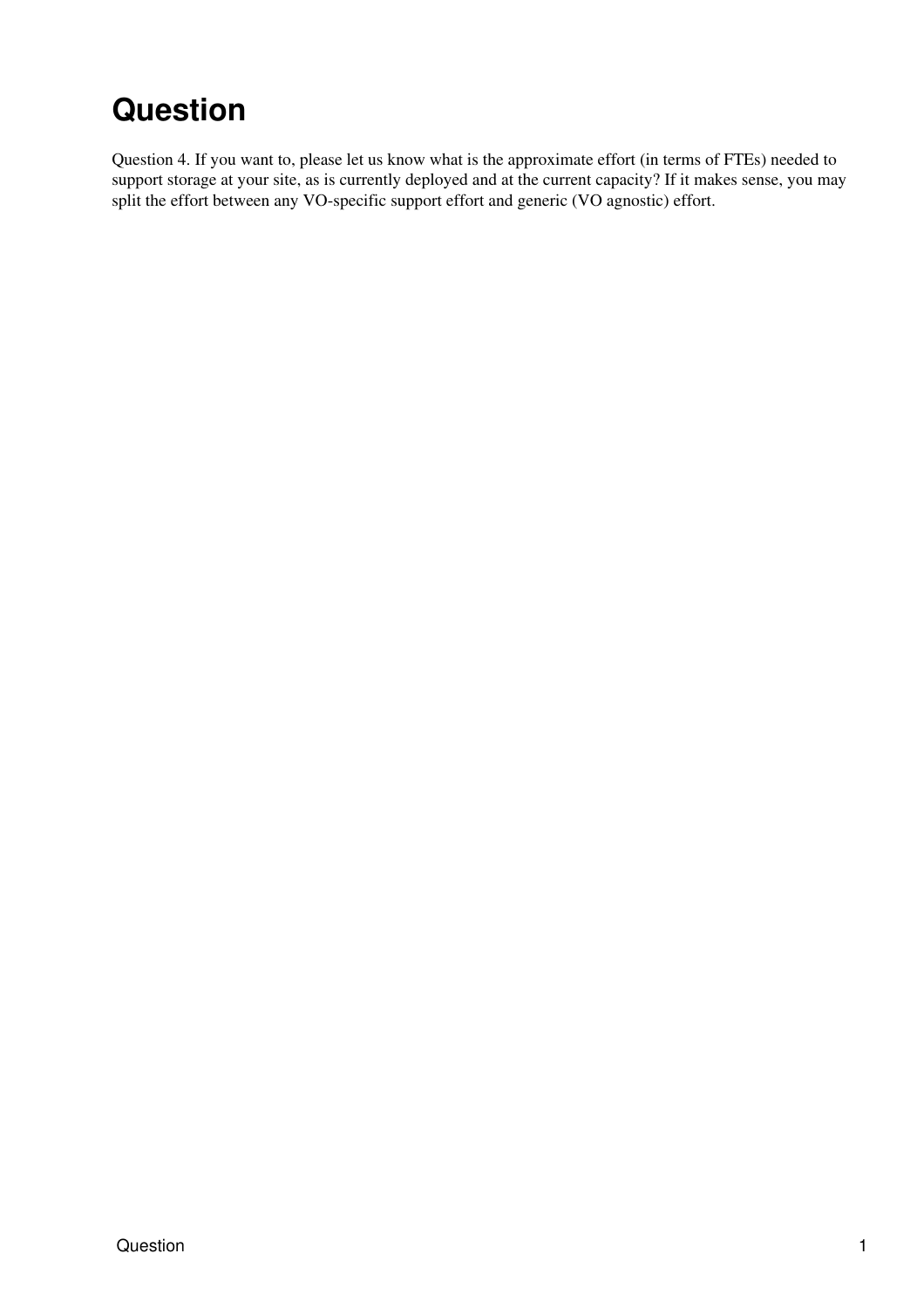# Question

Question 4. If you want to, please let us know what is the approximate effort (in terms of FTEs) needed to support storage at your site, as is currently deployed and at the current capacity? If it makes sense, you may split the effort between any VO-specific support effort and generic (VO agnostic) effort.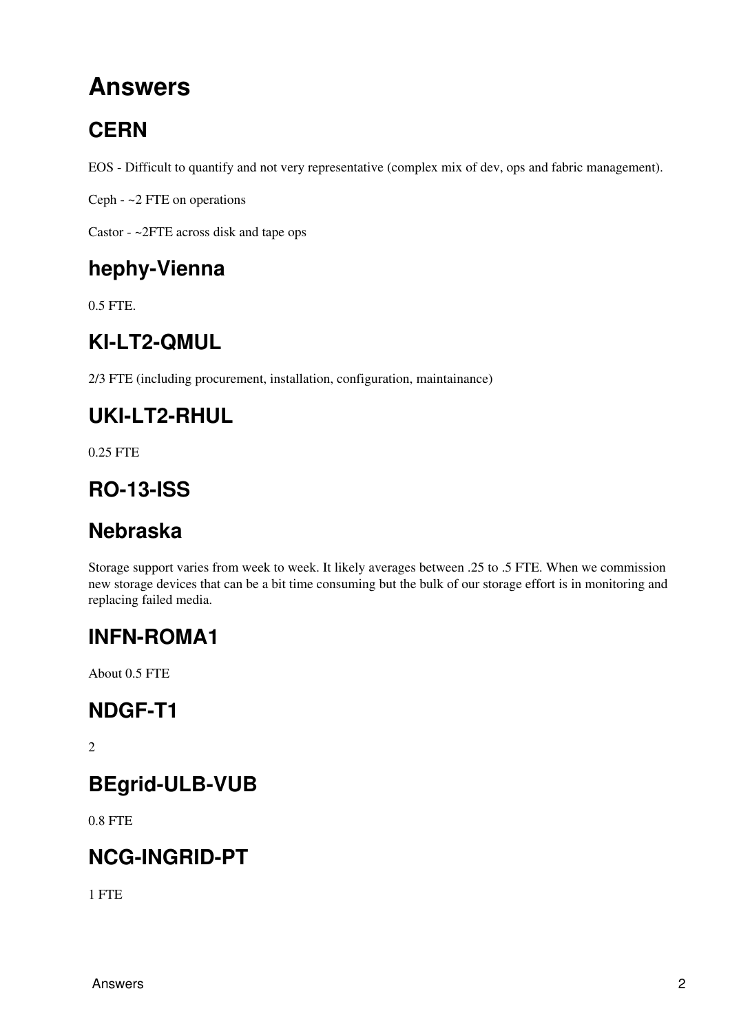# Answers

## CERN

EOS - Difficult to quantify and not very representative (complex mix of dev, ops and fabric management).

Ceph - ~2 FTE on operations

Castor - ~2FTE across disk and tape ops

## hephy-Vienna

0.5 FTE.

## KI-LT2-QMUL

2/3 FTE (including procurement, installation, configuration, maintainance)

## UKI-LT2-RHUL

0.25 FTE

## RO-13-ISS

## Nebraska

Storage support varies from week to week. It likely averages between .25 to .5 FTE. When we commission new storage devices that can be a bit time consuming but the bulk of our storage effort is in monitoring and replacing failed media.

## INFN-ROMA1

About 0.5 FTE

## NDGF-T1

2

## BEgrid-ULB-VUB

0.8 FTE

## NCG-INGRID-PT

1 FTE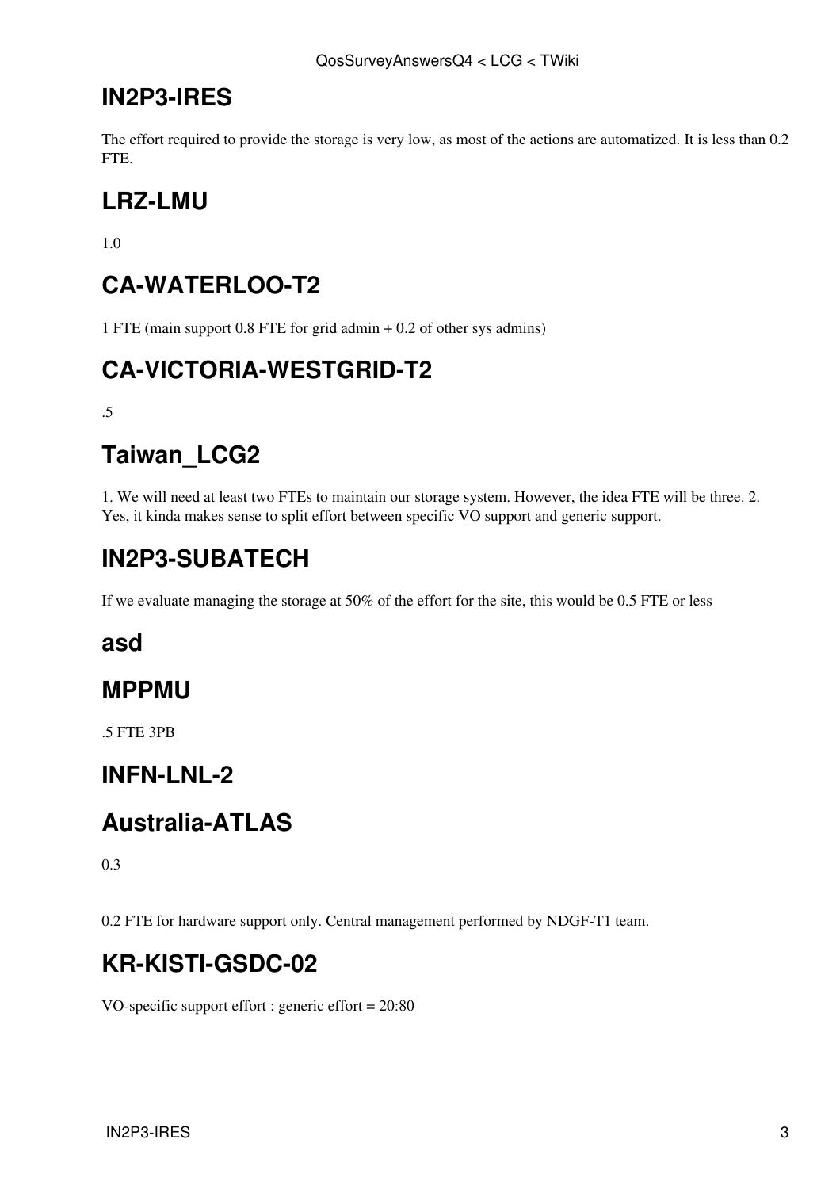## IN2P3-IRES

The effort required to provide the storage is very low, as most of the actions are automatized. It is less than 0.2 FTE.

## LRZ-LMU

1.0

## CA-WATERLOO-T2

1 FTE (main support 0.8 FTE for grid admin + 0.2 of other sys admins)

## CA-VICTORIA-WESTGRID-T2

.5

## Taiwan_LCG2

1. We will need at least two FTEs to maintain our storage system. However, the idea FTE will be three. 2. Yes, it kinda makes sense to split effort between specific VO support and generic support.

## IN2P3-SUBATECH

If we evaluate managing the storage at 50% of the effort for the site, this would be 0.5 FTE or less

### asd

## MPPMU

.5 FTE 3PB

## INFN-LNL-2

## Australia-ATLAS

0.3

0.2 FTE for hardware support only. Central management performed by NDGF-T1 team.

## KR-KISTI-GSDC-02

VO-specific support effort : generic effort = 20:80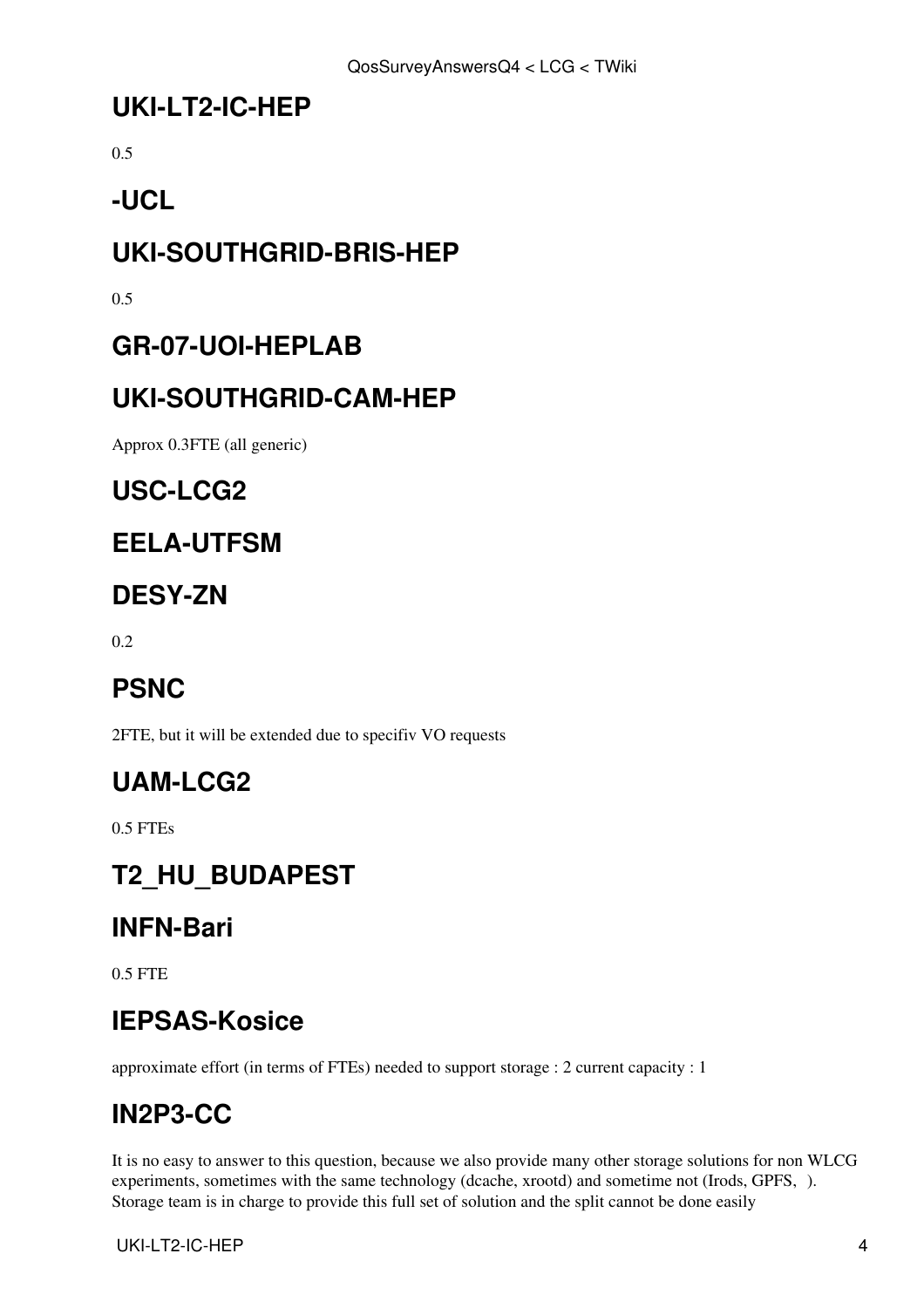## UKI-LT2-IC-HEP

0.5

## -UCL

## UKI-SOUTHGRID-BRIS-HEP

0.5

## GR-07-UOI-HEPLAB

## UKI-SOUTHGRID-CAM-HEP

Approx 0.3FTE (all generic)

## USC-LCG2

## EELA-UTFSM

## DESY-ZN

0.2

## PSNC

2FTE, but it will be extended due to specifiv VO requests

## UAM-LCG2

0.5 FTEs

## T2_HU_BUDAPEST

## INFN-Bari

0.5 FTE

## IEPSAS-Kosice

approximate effort (in terms of FTEs) needed to support storage : 2 current capacity : 1

## IN2P3-CC

It is no easy to answer to this question, because we also provide many other storage solutions for non WLCG experiments, sometimes with the same technology (dcache, xrootd) and sometime not (Irods, GPFS, ). Storage team is in charge to provide this full set of solution and the split cannot be done easily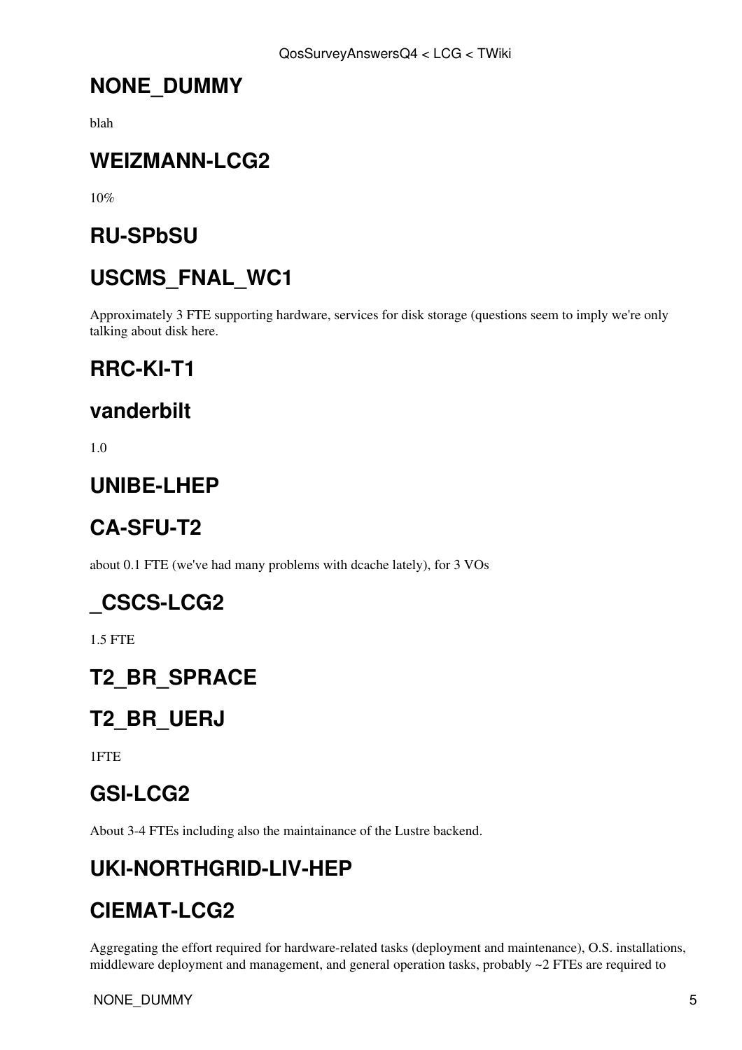## NONE_DUMMY

blah

## WEIZMANN-LCG2

10%

## RU-SPbSU

## USCMS_FNAL_WC1

Approximately 3 FTE supporting hardware, services for disk storage (questions seem to imply we're only talking about disk here.

## RRC-KI-T1

## vanderbilt

1.0

## UNIBE-LHEP

## CA-SFU-T2

about 0.1 FTE (we've had many problems with dcache lately), for 3 VOs

## _CSCS-LCG2

1.5 FTE

## T2_BR_SPRACE

## T2_BR_UERJ

1FTE

## GSI-LCG2

About 3-4 FTEs including also the maintainance of the Lustre backend.

## UKI-NORTHGRID-LIV-HEP

## CIEMAT-LCG2

Aggregating the effort required for hardware-related tasks (deployment and maintenance), O.S. installations, middleware deployment and management, and general operation tasks, probably ~2 FTEs are required to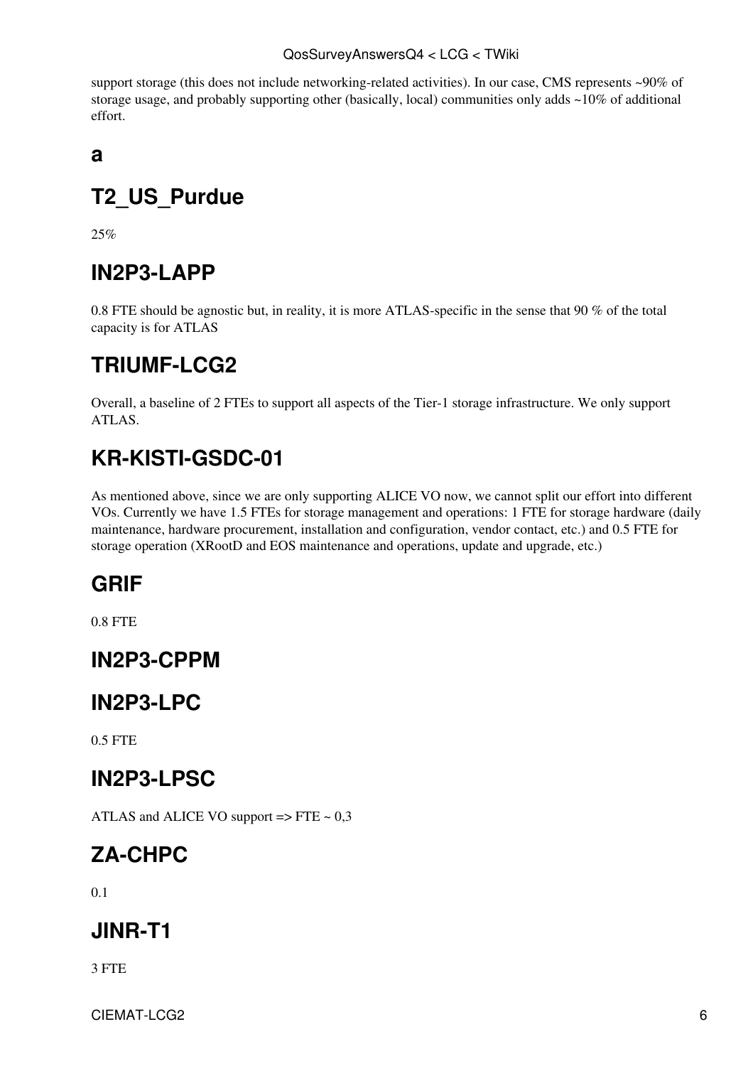support storage (this does not include networking-related activities). In our case, CMS represents ~90% of storage usage, and probably supporting other (basically, local) communities only adds ~10% of additional effort.

## a

## T2_US_Purdue

25%

## IN2P3-LAPP

0.8 FTE should be agnostic but, in reality, it is more ATLAS-specific in the sense that 90 % of the total capacity is for ATLAS

## TRIUMF-LCG2

Overall, a baseline of 2 FTEs to support all aspects of the Tier-1 storage infrastructure. We only support ATLAS.

## KR-KISTI-GSDC-01

As mentioned above, since we are only supporting ALICE VO now, we cannot split our effort into different VOs. Currently we have 1.5 FTEs for storage management and operations: 1 FTE for storage hardware (daily maintenance, hardware procurement, installation and configuration, vendor contact, etc.) and 0.5 FTE for storage operation (XRootD and EOS maintenance and operations, update and upgrade, etc.)

## GRIF

0.8 FTE

## IN2P3-CPPM

## IN2P3-LPC

0.5 FTE

## IN2P3-LPSC

ATLAS and ALICE VO support => FTE ~ 0,3

## ZA-CHPC

0.1

## JINR-T1

3 FTE

CIEMAT-LCG2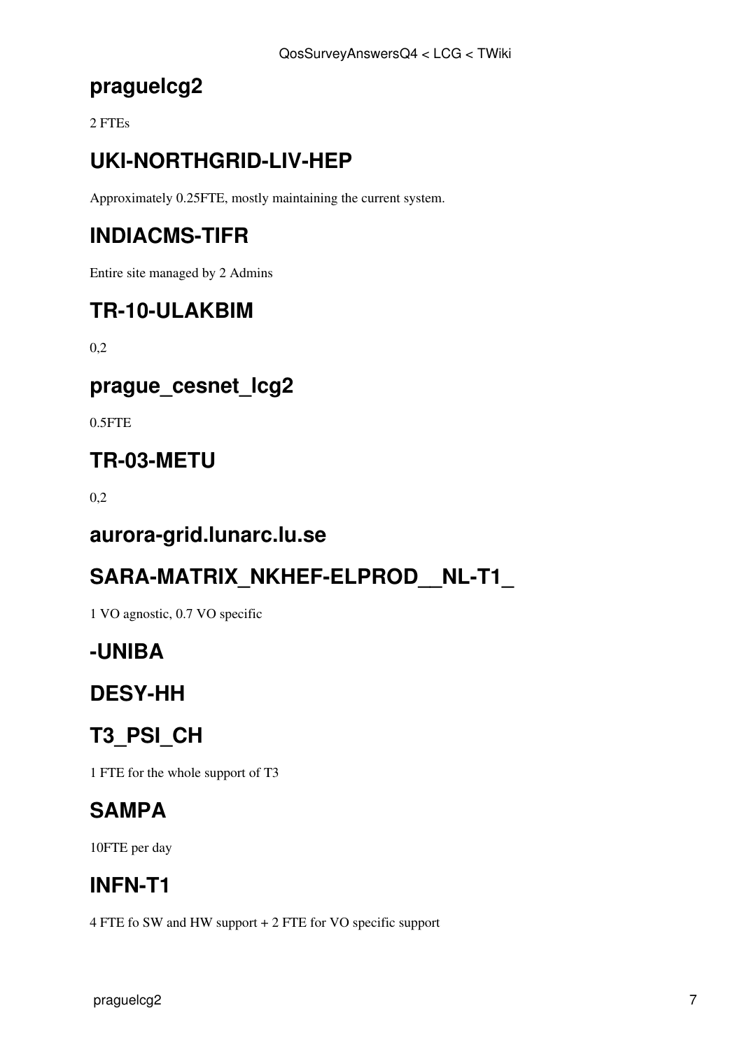## praguelcg2

2 FTEs

## UKI-NORTHGRID-LIV-HEP

Approximately 0.25FTE, mostly maintaining the current system.

## INDIACMS-TIFR

Entire site managed by 2 Admins

## TR-10-ULAKBIM

0,2

## prague_cesnet_lcg2

0.5FTE

## TR-03-METU

0,2

## aurora-grid.lunarc.lu.se

## SARA-MATRIX_NKHEF-ELPROD__NL-T1_

1 VO agnostic, 0.7 VO specific

## -UNIBA

## DESY-HH

## T3_PSI_CH

1 FTE for the whole support of T3

## SAMPA

10FTE per day

## INFN-T1

4 FTE fo SW and HW support + 2 FTE for VO specific support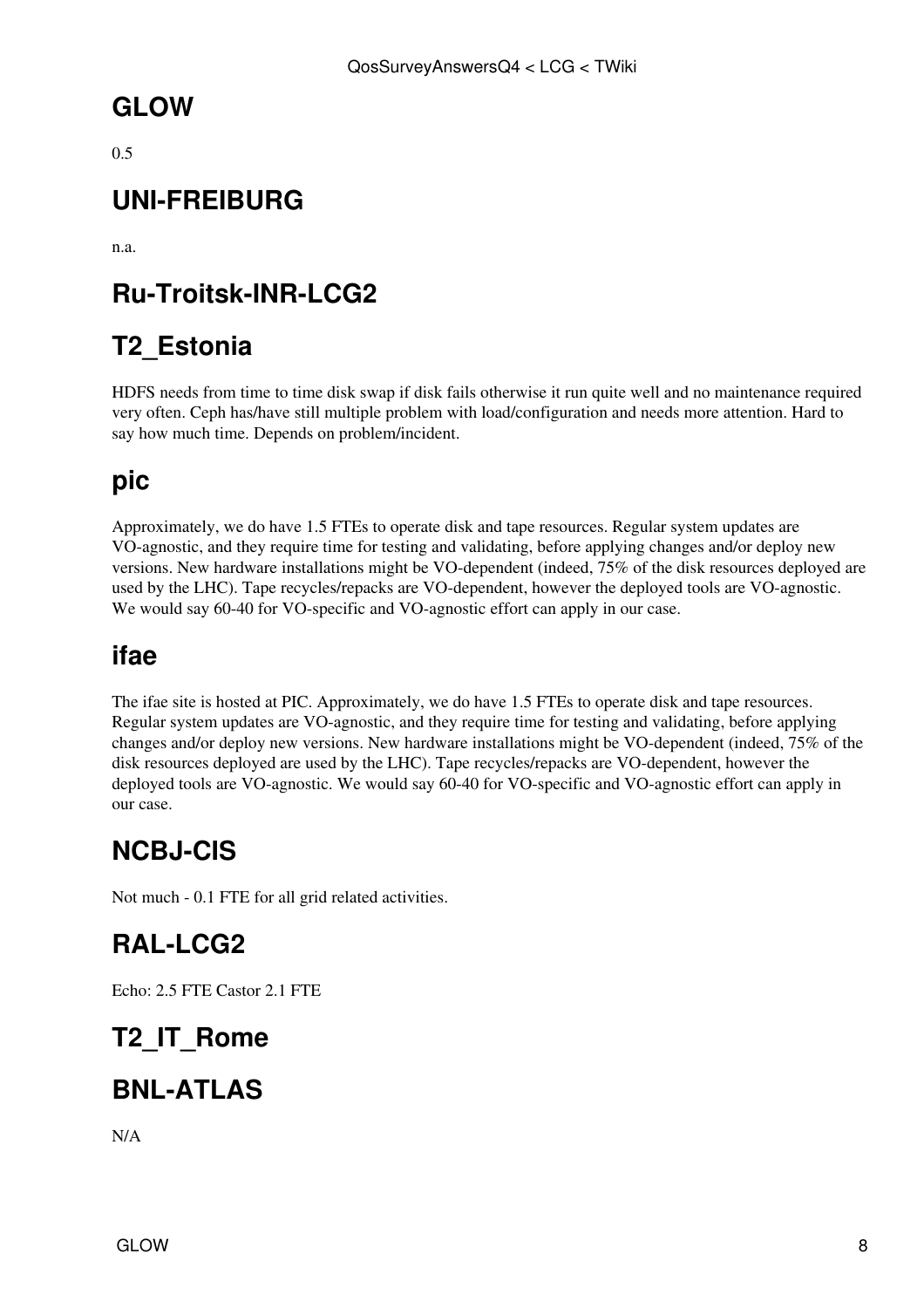## GLOW

0.5

## UNI-FREIBURG

n.a.

## Ru-Troitsk-INR-LCG2

## T2_Estonia

HDFS needs from time to time disk swap if disk fails otherwise it run quite well and no maintenance required very often. Ceph has/have still multiple problem with load/configuration and needs more attention. Hard to say how much time. Depends on problem/incident.

## pic

Approximately, we do have 1.5 FTEs to operate disk and tape resources. Regular system updates are VO-agnostic, and they require time for testing and validating, before applying changes and/or deploy new versions. New hardware installations might be VO-dependent (indeed, 75% of the disk resources deployed are used by the LHC). Tape recycles/repacks are VO-dependent, however the deployed tools are VO-agnostic. We would say 60-40 for VO-specific and VO-agnostic effort can apply in our case.

## ifae

The ifae site is hosted at PIC. Approximately, we do have 1.5 FTEs to operate disk and tape resources. Regular system updates are VO-agnostic, and they require time for testing and validating, before applying changes and/or deploy new versions. New hardware installations might be VO-dependent (indeed, 75% of the disk resources deployed are used by the LHC). Tape recycles/repacks are VO-dependent, however the deployed tools are VO-agnostic. We would say 60-40 for VO-specific and VO-agnostic effort can apply in our case.

## NCBJ-CIS

Not much - 0.1 FTE for all grid related activities.

## RAL-LCG2

Echo: 2.5 FTE Castor 2.1 FTE

## T2_IT_Rome

## BNL-ATLAS

N/A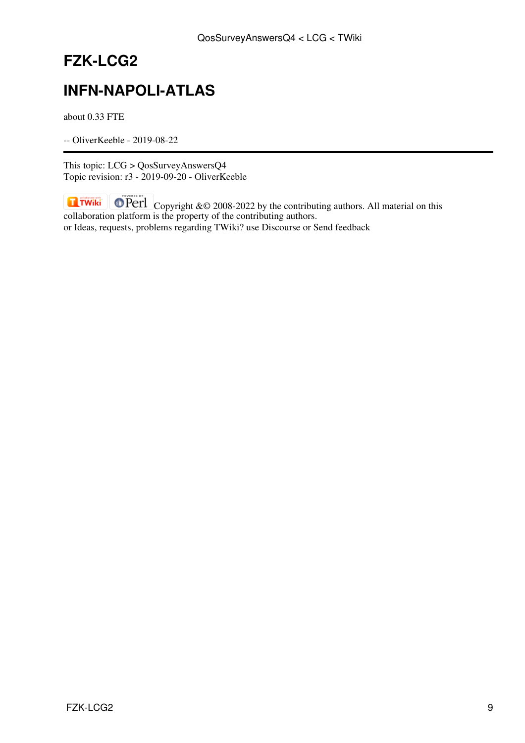## FZK-LCG2

## INFN-NAPOLI-ATLAS

about 0.33 FTE

-- OliverKeeble - 2019-08-22

---

This topic: LCG > QosSurveyAnswersQ4
Topic revision: r3 - 2019-09-20 - OliverKeeble

Copyright &© 2008-2022 by the contributing authors. All material on this collaboration platform is the property of the contributing authors.
or Ideas, requests, problems regarding TWiki? use Discourse or Send feedback